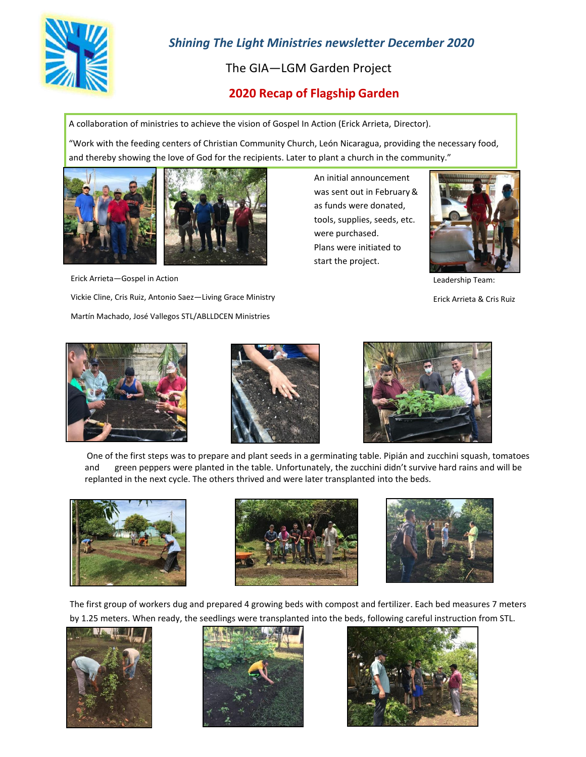# *Shining The Light Ministries newsletter December 2020*

## The GIA—LGM Garden Project

## 2020 Recap of Flagship Garden

A collaboration of ministries to achieve the vision of Gospel In Action (Erick Arrieta, Director).

"Work with the feeding centers of Christian Community Church, León Nicaragua, providing the necessary food, and thereby showing the love of God for the recipients. Later to plant a church in the community."

An initial announcement was sent out in February & as funds were donated, tools, supplies, seeds, etc. were purchased. Plans were initiated to start the project.

Erick Arrieta—Gospel in Action

Vickie Cline, Cris Ruiz, Antonio Saez—Living Grace Ministry

Martín Machado, José Vallegos STL/ABLLDCEN Ministries

Leadership Team:

Erick Arrieta & Cris Ruiz

One of the first steps was to prepare and plant seeds in a germinating table. Pipián and zucchini squash, tomatoes and green peppers were planted in the table. Unfortunately, the zucchini didn't survive hard rains and will be replanted in the next cycle. The others thrived and were later transplanted into the beds.

The first group of workers dug and prepared 4 growing beds with compost and fertilizer. Each bed measures 7 meters by 1.25 meters. When ready, the seedlings were transplanted into the beds, following careful instruction from STL.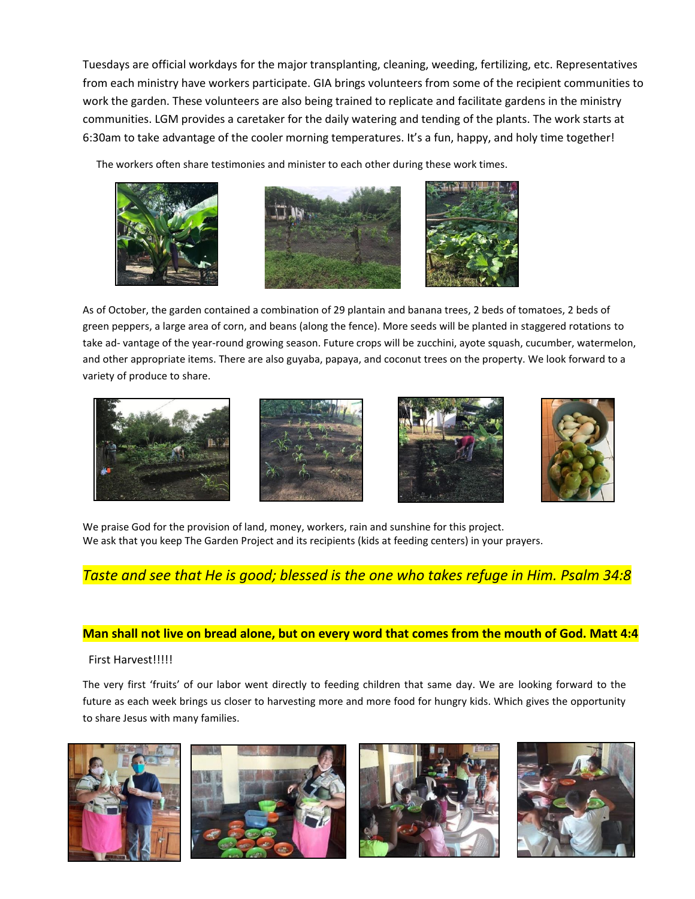Tuesdays are official workdays for the major transplanting, cleaning, weeding, fertilizing, etc. Representatives from each ministry have workers participate. GIA brings volunteers from some of the recipient communities to work the garden. These volunteers are also being trained to replicate and facilitate gardens in the ministry communities. LGM provides a caretaker for the daily watering and tending of the plants. The work starts at 6:30am to take advantage of the cooler morning temperatures. It's a fun, happy, and holy time together!

The workers often share testimonies and minister to each other during these work times.

As of October, the garden contained a combination of 29 plantain and banana trees, 2 beds of tomatoes, 2 beds of green peppers, a large area of corn, and beans (along the fence). More seeds will be planted in staggered rotations to take ad- vantage of the year-round growing season. Future crops will be zucchini, ayote squash, cucumber, watermelon, and other appropriate items. There are also guyaba, papaya, and coconut trees on the property. We look forward to a variety of produce to share.

We praise God for the provision of land, money, workers, rain and sunshine for this project.
We ask that you keep The Garden Project and its recipients (kids at feeding centers) in your prayers.

*Taste and see that He is good; blessed is the one who takes refuge in Him. Psalm 34:8*

**Man shall not live on bread alone, but on every word that comes from the mouth of God. Matt 4:4**

First Harvest!!!!!

The very first 'fruits' of our labor went directly to feeding children that same day. We are looking forward to the future as each week brings us closer to harvesting more and more food for hungry kids. Which gives the opportunity to share Jesus with many families.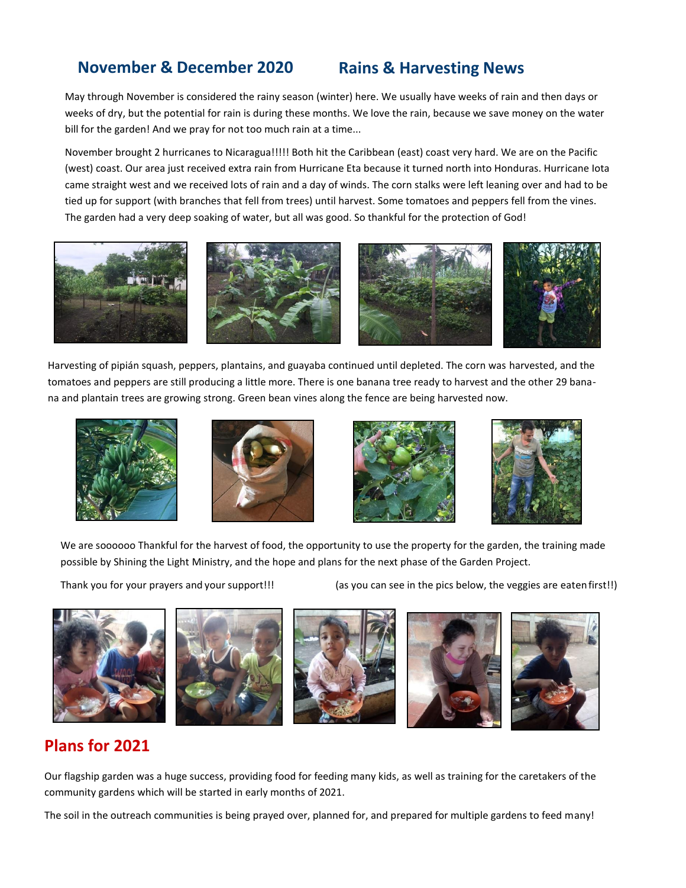## November & December 2020 Rains & Harvesting News

May through November is considered the rainy season (winter) here. We usually have weeks of rain and then days or weeks of dry, but the potential for rain is during these months. We love the rain, because we save money on the water bill for the garden! And we pray for not too much rain at a time...

November brought 2 hurricanes to Nicaragua!!!!! Both hit the Caribbean (east) coast very hard. We are on the Pacific (west) coast. Our area just received extra rain from Hurricane Eta because it turned north into Honduras. Hurricane Iota came straight west and we received lots of rain and a day of winds. The corn stalks were left leaning over and had to be tied up for support (with branches that fell from trees) until harvest. Some tomatoes and peppers fell from the vines. The garden had a very deep soaking of water, but all was good. So thankful for the protection of God!

Harvesting of pipián squash, peppers, plantains, and guayaba continued until depleted. The corn was harvested, and the tomatoes and peppers are still producing a little more. There is one banana tree ready to harvest and the other 29 banana and plantain trees are growing strong. Green bean vines along the fence are being harvested now.

We are soooooo Thankful for the harvest of food, the opportunity to use the property for the garden, the training made possible by Shining the Light Ministry, and the hope and plans for the next phase of the Garden Project.

Thank you for your prayers and your support!!! (as you can see in the pics below, the veggies are eaten first!!)

## Plans for 2021

Our flagship garden was a huge success, providing food for feeding many kids, as well as training for the caretakers of the community gardens which will be started in early months of 2021.

The soil in the outreach communities is being prayed over, planned for, and prepared for multiple gardens to feed many!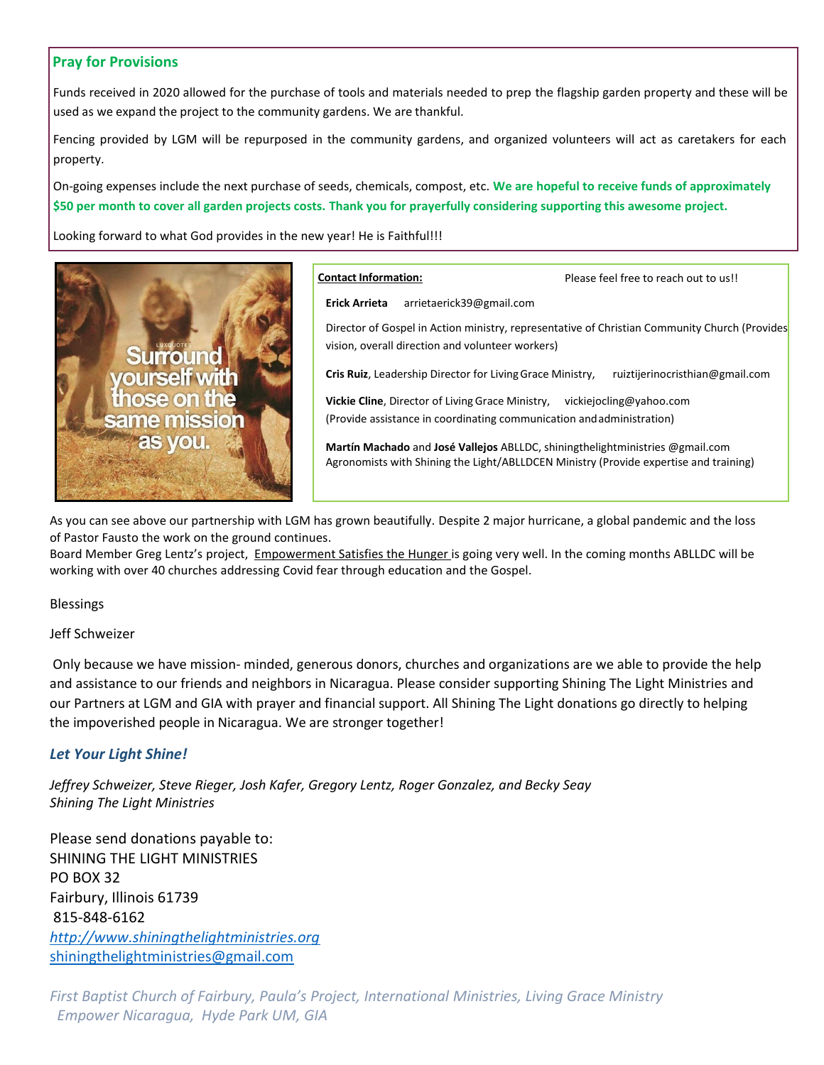## Pray for Provisions

Funds received in 2020 allowed for the purchase of tools and materials needed to prep the flagship garden property and these will be used as we expand the project to the community gardens. We are thankful.

Fencing provided by LGM will be repurposed in the community gardens, and organized volunteers will act as caretakers for each property.

On-going expenses include the next purchase of seeds, chemicals, compost, etc. **We are hopeful to receive funds of approximately $50 per month to cover all garden projects costs. Thank you for prayerfully considering supporting this awesome project.**

Looking forward to what God provides in the new year! He is Faithful!!!

**Contact Information:** Please feel free to reach out to us!!

**Erick Arrieta** arrietaerick39@gmail.com

Director of Gospel in Action ministry, representative of Christian Community Church (Provides vision, overall direction and volunteer workers)

**Cris Ruiz**, Leadership Director for Living Grace Ministry, ruiztijerinocristhian@gmail.com

**Vickie Cline**, Director of Living Grace Ministry, vickiejocling@yahoo.com
(Provide assistance in coordinating communication and administration)

**Martín Machado** and **José Vallejos** ABLLDC, shiningthelightministries @gmail.com
Agronomists with Shining the Light/ABLLDCEN Ministry (Provide expertise and training)

As you can see above our partnership with LGM has grown beautifully. Despite 2 major hurricane, a global pandemic and the loss of Pastor Fausto the work on the ground continues.
Board Member Greg Lentz's project, Empowerment Satisfies the Hunger is going very well. In the coming months ABLLDC will be working with over 40 churches addressing Covid fear through education and the Gospel.

Blessings

Jeff Schweizer

Only because we have mission- minded, generous donors, churches and organizations are we able to provide the help and assistance to our friends and neighbors in Nicaragua. Please consider supporting Shining The Light Ministries and our Partners at LGM and GIA with prayer and financial support. All Shining The Light donations go directly to helping the impoverished people in Nicaragua. We are stronger together!

***Let Your Light Shine!***

*Jeffrey Schweizer, Steve Rieger, Josh Kafer, Gregory Lentz, Roger Gonzalez, and Becky Seay*
*Shining The Light Ministries*

Please send donations payable to:
SHINING THE LIGHT MINISTRIES
PO BOX 32
Fairbury, Illinois 61739
815-848-6162
*http://www.shiningthelightministries.org*
shiningthelightministries@gmail.com

*First Baptist Church of Fairbury, Paula's Project, International Ministries, Living Grace Ministry Empower Nicaragua, Hyde Park UM, GIA*